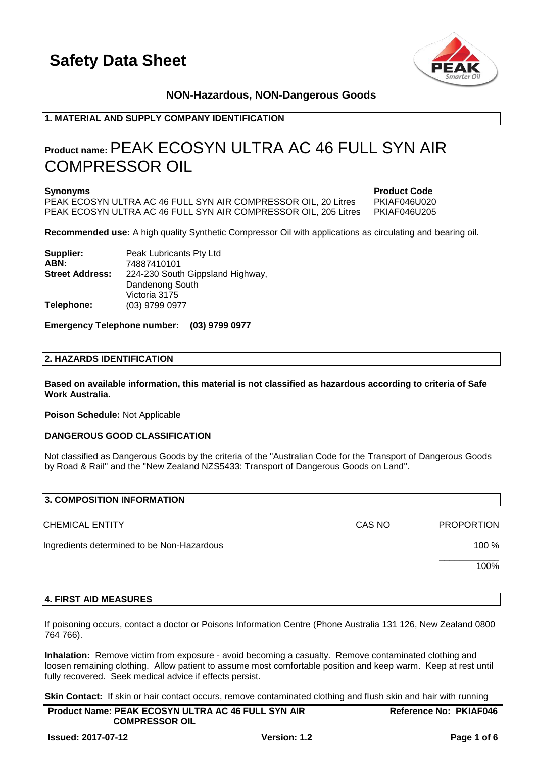# Safety Data Sheet

**NON-Hazardous, NON-Dangerous Goods**

## 1. MATERIAL AND SUPPLY COMPANY IDENTIFICATION

# Product name: PEAK ECOSYN ULTRA AC 46 FULL SYN AIR COMPRESSOR OIL

| Synonyms | Product Code |
|---|---|
| PEAK ECOSYN ULTRA AC 46 FULL SYN AIR COMPRESSOR OIL, 20 Litres | PKIAF046U020 |
| PEAK ECOSYN ULTRA AC 46 FULL SYN AIR COMPRESSOR OIL, 205 Litres | PKIAF046U205 |

**Recommended use:** A high quality Synthetic Compressor Oil with applications as circulating and bearing oil.

**Supplier:** Peak Lubricants Pty Ltd
**ABN:** 74887410101
**Street Address:** 224-230 South Gippsland Highway, Dandenong South Victoria 3175
**Telephone:** (03) 9799 0977

**Emergency Telephone number: (03) 9799 0977**

## 2. HAZARDS IDENTIFICATION

**Based on available information, this material is not classified as hazardous according to criteria of Safe Work Australia.**

**Poison Schedule:** Not Applicable

**DANGEROUS GOOD CLASSIFICATION**

Not classified as Dangerous Goods by the criteria of the "Australian Code for the Transport of Dangerous Goods by Road & Rail" and the "New Zealand NZS5433: Transport of Dangerous Goods on Land".

## 3. COMPOSITION INFORMATION

| CHEMICAL ENTITY | CAS NO | PROPORTION |
|---|---|---|
| Ingredients determined to be Non-Hazardous | | 100 % |
| | | 100% |

## 4. FIRST AID MEASURES

If poisoning occurs, contact a doctor or Poisons Information Centre (Phone Australia 131 126, New Zealand 0800 764 766).

**Inhalation:** Remove victim from exposure - avoid becoming a casualty. Remove contaminated clothing and loosen remaining clothing. Allow patient to assume most comfortable position and keep warm. Keep at rest until fully recovered. Seek medical advice if effects persist.

**Skin Contact:** If skin or hair contact occurs, remove contaminated clothing and flush skin and hair with running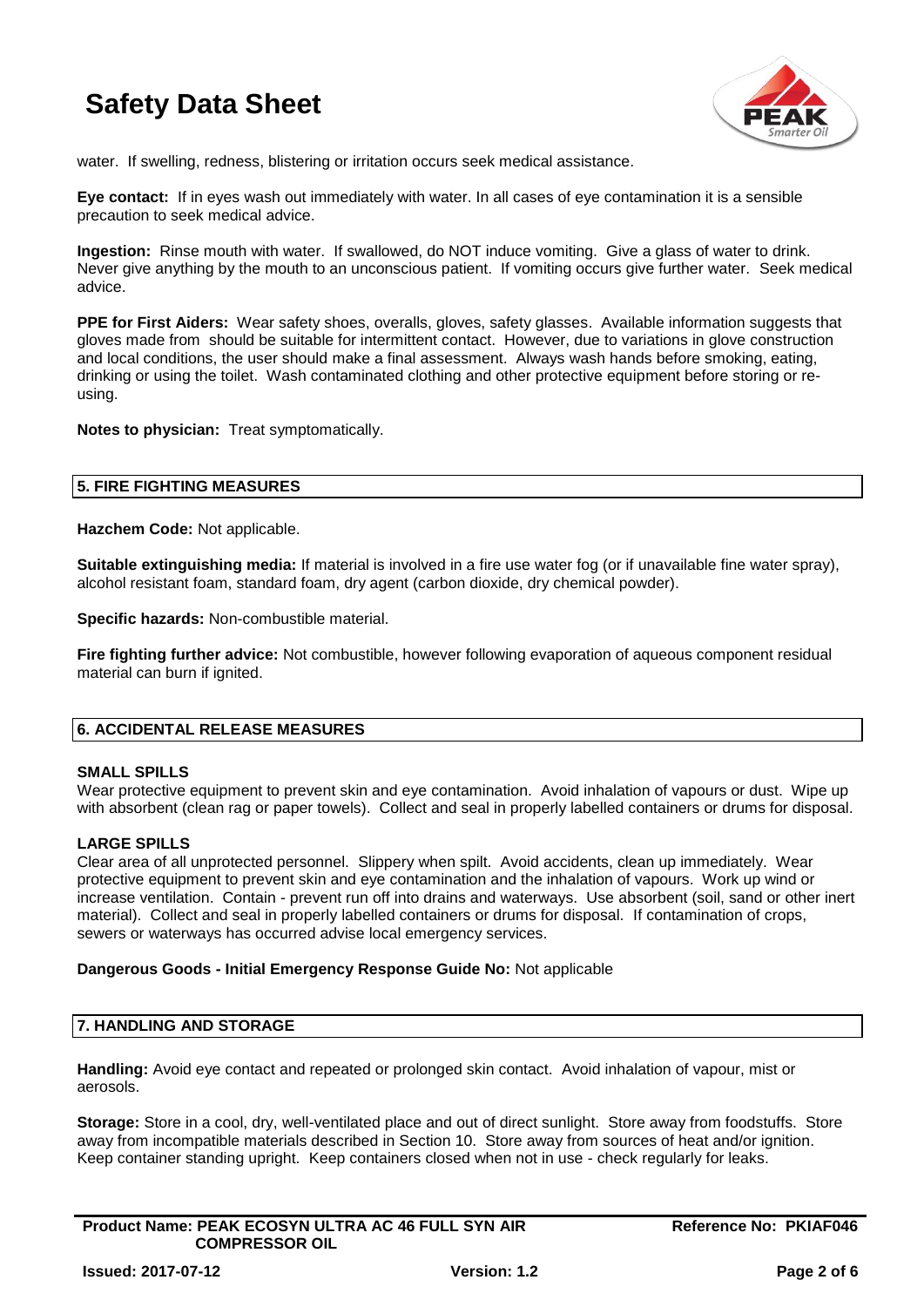water. If swelling, redness, blistering or irritation occurs seek medical assistance.

**Eye contact:** If in eyes wash out immediately with water. In all cases of eye contamination it is a sensible precaution to seek medical advice.

**Ingestion:** Rinse mouth with water. If swallowed, do NOT induce vomiting. Give a glass of water to drink. Never give anything by the mouth to an unconscious patient. If vomiting occurs give further water. Seek medical advice.

**PPE for First Aiders:** Wear safety shoes, overalls, gloves, safety glasses. Available information suggests that gloves made from should be suitable for intermittent contact. However, due to variations in glove construction and local conditions, the user should make a final assessment. Always wash hands before smoking, eating, drinking or using the toilet. Wash contaminated clothing and other protective equipment before storing or re-using.

**Notes to physician:** Treat symptomatically.

## 5. FIRE FIGHTING MEASURES

**Hazchem Code:** Not applicable.

**Suitable extinguishing media:** If material is involved in a fire use water fog (or if unavailable fine water spray), alcohol resistant foam, standard foam, dry agent (carbon dioxide, dry chemical powder).

**Specific hazards:** Non-combustible material.

**Fire fighting further advice:** Not combustible, however following evaporation of aqueous component residual material can burn if ignited.

## 6. ACCIDENTAL RELEASE MEASURES

### SMALL SPILLS

Wear protective equipment to prevent skin and eye contamination. Avoid inhalation of vapours or dust. Wipe up with absorbent (clean rag or paper towels). Collect and seal in properly labelled containers or drums for disposal.

### LARGE SPILLS

Clear area of all unprotected personnel. Slippery when spilt. Avoid accidents, clean up immediately. Wear protective equipment to prevent skin and eye contamination and the inhalation of vapours. Work up wind or increase ventilation. Contain - prevent run off into drains and waterways. Use absorbent (soil, sand or other inert material). Collect and seal in properly labelled containers or drums for disposal. If contamination of crops, sewers or waterways has occurred advise local emergency services.

**Dangerous Goods - Initial Emergency Response Guide No:** Not applicable

## 7. HANDLING AND STORAGE

**Handling:** Avoid eye contact and repeated or prolonged skin contact. Avoid inhalation of vapour, mist or aerosols.

**Storage:** Store in a cool, dry, well-ventilated place and out of direct sunlight. Store away from foodstuffs. Store away from incompatible materials described in Section 10. Store away from sources of heat and/or ignition. Keep container standing upright. Keep containers closed when not in use - check regularly for leaks.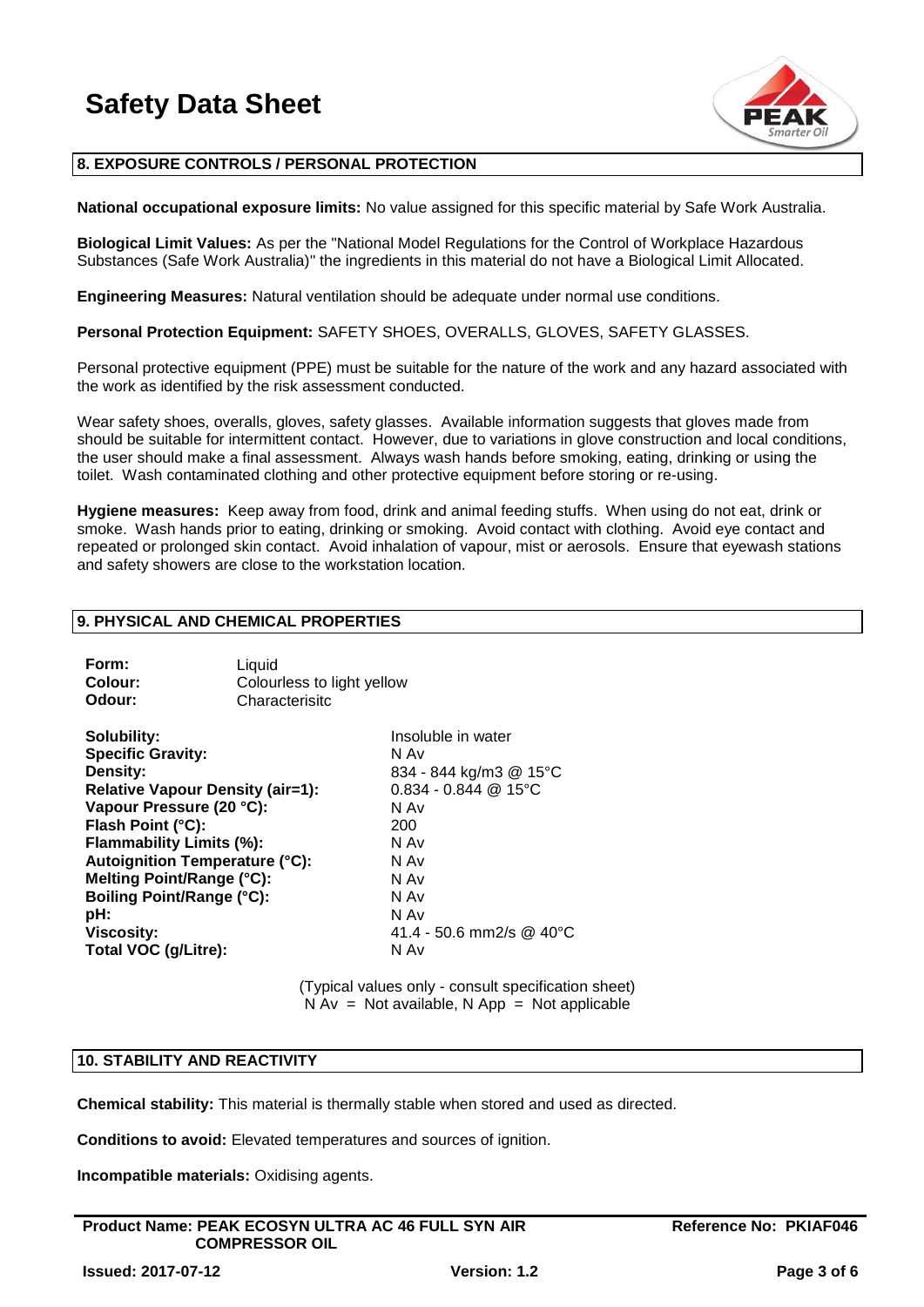## 8. EXPOSURE CONTROLS / PERSONAL PROTECTION

**National occupational exposure limits:** No value assigned for this specific material by Safe Work Australia.

**Biological Limit Values:** As per the "National Model Regulations for the Control of Workplace Hazardous Substances (Safe Work Australia)" the ingredients in this material do not have a Biological Limit Allocated.

**Engineering Measures:** Natural ventilation should be adequate under normal use conditions.

**Personal Protection Equipment:** SAFETY SHOES, OVERALLS, GLOVES, SAFETY GLASSES.

Personal protective equipment (PPE) must be suitable for the nature of the work and any hazard associated with the work as identified by the risk assessment conducted.

Wear safety shoes, overalls, gloves, safety glasses. Available information suggests that gloves made from should be suitable for intermittent contact. However, due to variations in glove construction and local conditions, the user should make a final assessment. Always wash hands before smoking, eating, drinking or using the toilet. Wash contaminated clothing and other protective equipment before storing or re-using.

**Hygiene measures:** Keep away from food, drink and animal feeding stuffs. When using do not eat, drink or smoke. Wash hands prior to eating, drinking or smoking. Avoid contact with clothing. Avoid eye contact and repeated or prolonged skin contact. Avoid inhalation of vapour, mist or aerosols. Ensure that eyewash stations and safety showers are close to the workstation location.

## 9. PHYSICAL AND CHEMICAL PROPERTIES

| | |
|---|---|
| **Form:** | Liquid |
| **Colour:** | Colourless to light yellow |
| **Odour:** | Characterisitc |

| | |
|---|---|
| **Solubility:** | Insoluble in water |
| **Specific Gravity:** | N Av |
| **Density:** | 834 - 844 kg/m3 @ 15°C |
| **Relative Vapour Density (air=1):** | 0.834 - 0.844 @ 15°C |
| **Vapour Pressure (20 °C):** | N Av |
| **Flash Point (°C):** | 200 |
| **Flammability Limits (%):** | N Av |
| **Autoignition Temperature (°C):** | N Av |
| **Melting Point/Range (°C):** | N Av |
| **Boiling Point/Range (°C):** | N Av |
| **pH:** | N Av |
| **Viscosity:** | 41.4 - 50.6 mm2/s @ 40°C |
| **Total VOC (g/Litre):** | N Av |

(Typical values only - consult specification sheet)
N Av = Not available, N App = Not applicable

## 10. STABILITY AND REACTIVITY

**Chemical stability:** This material is thermally stable when stored and used as directed.

**Conditions to avoid:** Elevated temperatures and sources of ignition.

**Incompatible materials:** Oxidising agents.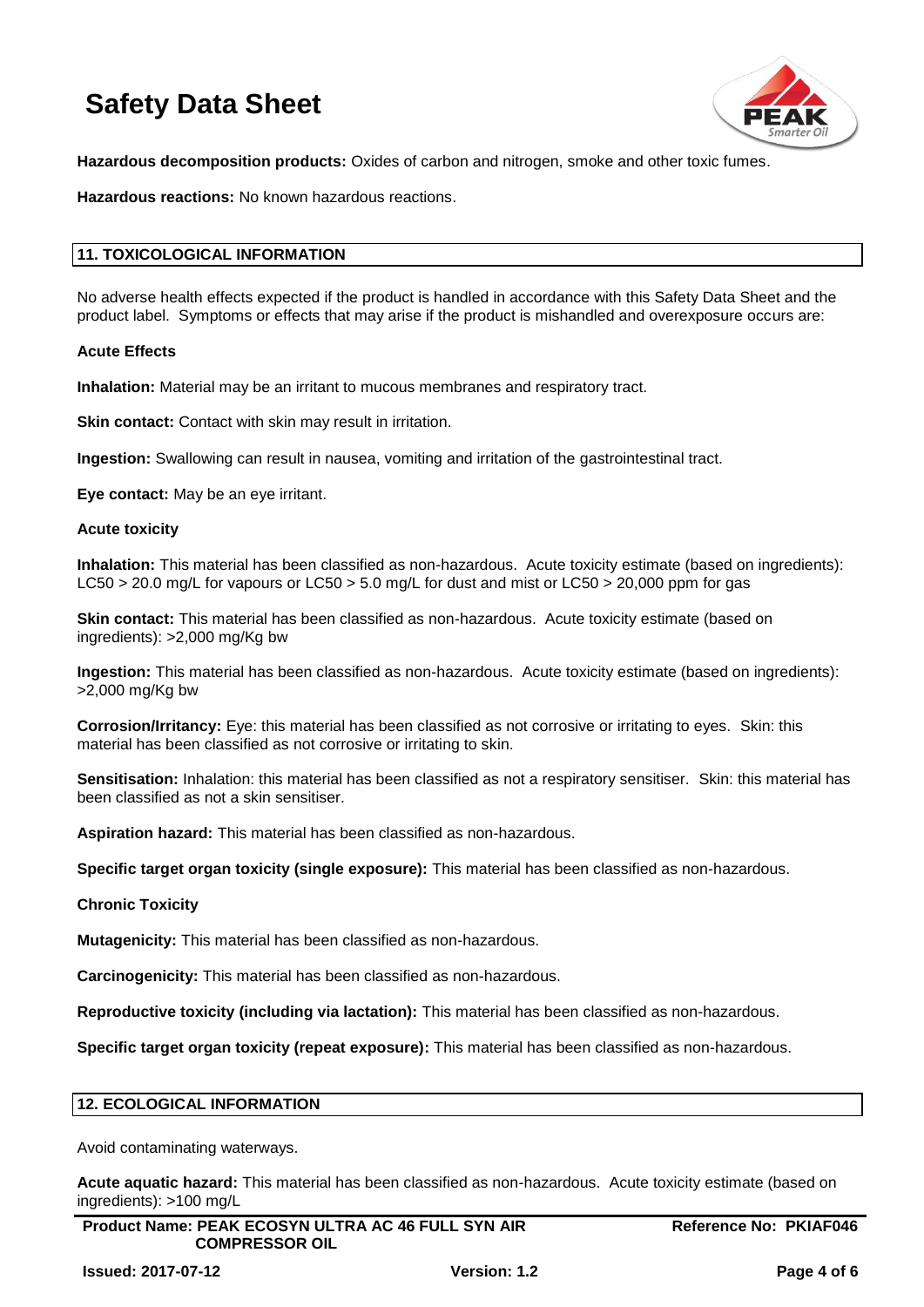**Hazardous decomposition products:** Oxides of carbon and nitrogen, smoke and other toxic fumes.

**Hazardous reactions:** No known hazardous reactions.

## 11. TOXICOLOGICAL INFORMATION

No adverse health effects expected if the product is handled in accordance with this Safety Data Sheet and the product label. Symptoms or effects that may arise if the product is mishandled and overexposure occurs are:

### Acute Effects

**Inhalation:** Material may be an irritant to mucous membranes and respiratory tract.

**Skin contact:** Contact with skin may result in irritation.

**Ingestion:** Swallowing can result in nausea, vomiting and irritation of the gastrointestinal tract.

**Eye contact:** May be an eye irritant.

### Acute toxicity

**Inhalation:** This material has been classified as non-hazardous. Acute toxicity estimate (based on ingredients): LC50 > 20.0 mg/L for vapours or LC50 > 5.0 mg/L for dust and mist or LC50 > 20,000 ppm for gas

**Skin contact:** This material has been classified as non-hazardous. Acute toxicity estimate (based on ingredients): >2,000 mg/Kg bw

**Ingestion:** This material has been classified as non-hazardous. Acute toxicity estimate (based on ingredients): >2,000 mg/Kg bw

**Corrosion/Irritancy:** Eye: this material has been classified as not corrosive or irritating to eyes. Skin: this material has been classified as not corrosive or irritating to skin.

**Sensitisation:** Inhalation: this material has been classified as not a respiratory sensitiser. Skin: this material has been classified as not a skin sensitiser.

**Aspiration hazard:** This material has been classified as non-hazardous.

**Specific target organ toxicity (single exposure):** This material has been classified as non-hazardous.

### Chronic Toxicity

**Mutagenicity:** This material has been classified as non-hazardous.

**Carcinogenicity:** This material has been classified as non-hazardous.

**Reproductive toxicity (including via lactation):** This material has been classified as non-hazardous.

**Specific target organ toxicity (repeat exposure):** This material has been classified as non-hazardous.

## 12. ECOLOGICAL INFORMATION

Avoid contaminating waterways.

**Acute aquatic hazard:** This material has been classified as non-hazardous. Acute toxicity estimate (based on ingredients): >100 mg/L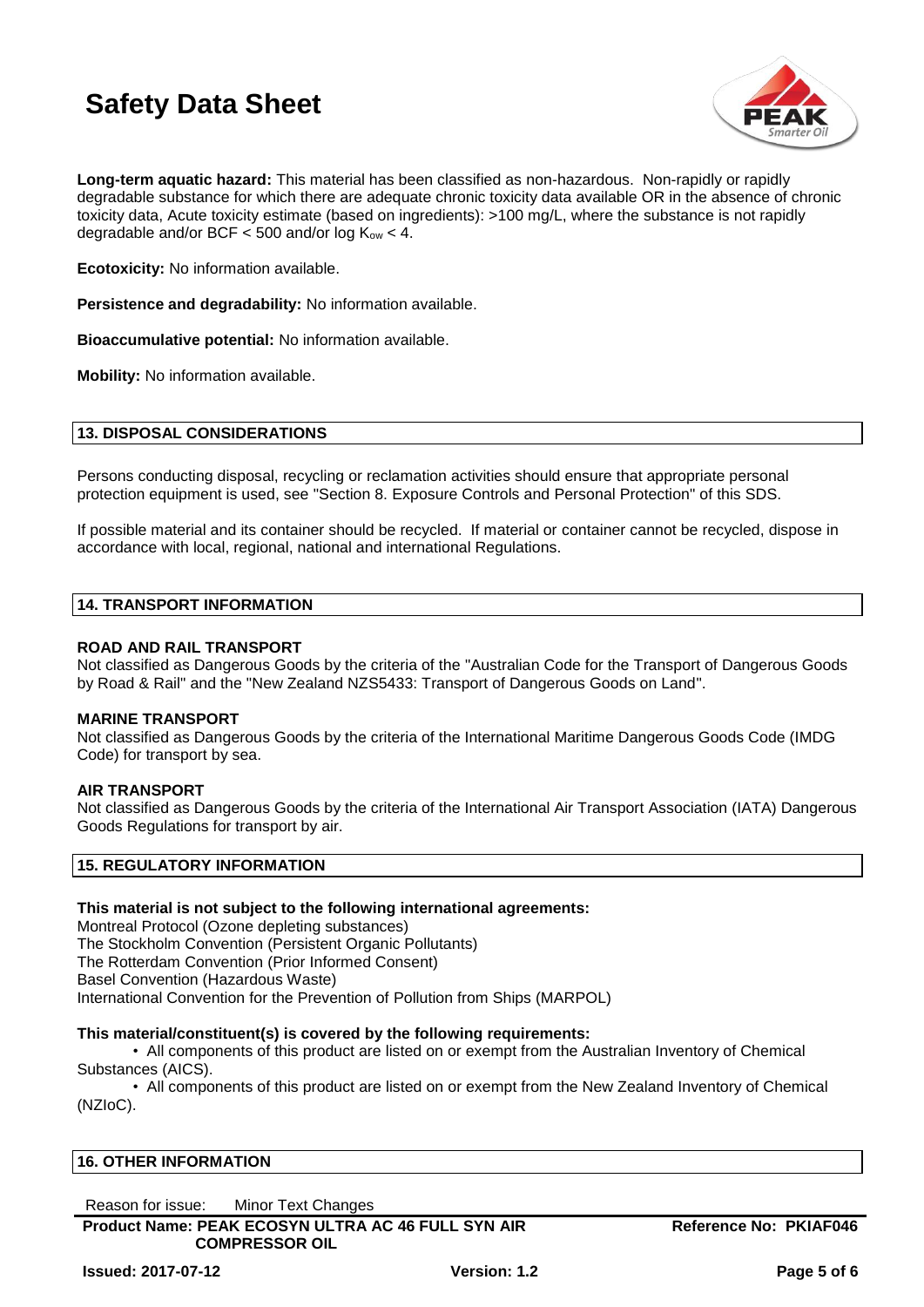**Long-term aquatic hazard:** This material has been classified as non-hazardous. Non-rapidly or rapidly degradable substance for which there are adequate chronic toxicity data available OR in the absence of chronic toxicity data, Acute toxicity estimate (based on ingredients): >100 mg/L, where the substance is not rapidly degradable and/or BCF < 500 and/or log $K_{ow}$ < 4.

**Ecotoxicity:** No information available.

**Persistence and degradability:** No information available.

**Bioaccumulative potential:** No information available.

**Mobility:** No information available.

## 13. DISPOSAL CONSIDERATIONS

Persons conducting disposal, recycling or reclamation activities should ensure that appropriate personal protection equipment is used, see "Section 8. Exposure Controls and Personal Protection" of this SDS.

If possible material and its container should be recycled. If material or container cannot be recycled, dispose in accordance with local, regional, national and international Regulations.

## 14. TRANSPORT INFORMATION

**ROAD AND RAIL TRANSPORT**
Not classified as Dangerous Goods by the criteria of the "Australian Code for the Transport of Dangerous Goods by Road & Rail" and the "New Zealand NZS5433: Transport of Dangerous Goods on Land".

**MARINE TRANSPORT**
Not classified as Dangerous Goods by the criteria of the International Maritime Dangerous Goods Code (IMDG Code) for transport by sea.

**AIR TRANSPORT**
Not classified as Dangerous Goods by the criteria of the International Air Transport Association (IATA) Dangerous Goods Regulations for transport by air.

## 15. REGULATORY INFORMATION

**This material is not subject to the following international agreements:**
Montreal Protocol (Ozone depleting substances)
The Stockholm Convention (Persistent Organic Pollutants)
The Rotterdam Convention (Prior Informed Consent)
Basel Convention (Hazardous Waste)
International Convention for the Prevention of Pollution from Ships (MARPOL)

**This material/constituent(s) is covered by the following requirements:**

- All components of this product are listed on or exempt from the Australian Inventory of Chemical Substances (AICS).
- All components of this product are listed on or exempt from the New Zealand Inventory of Chemical (NZIoC).

## 16. OTHER INFORMATION

Reason for issue: Minor Text Changes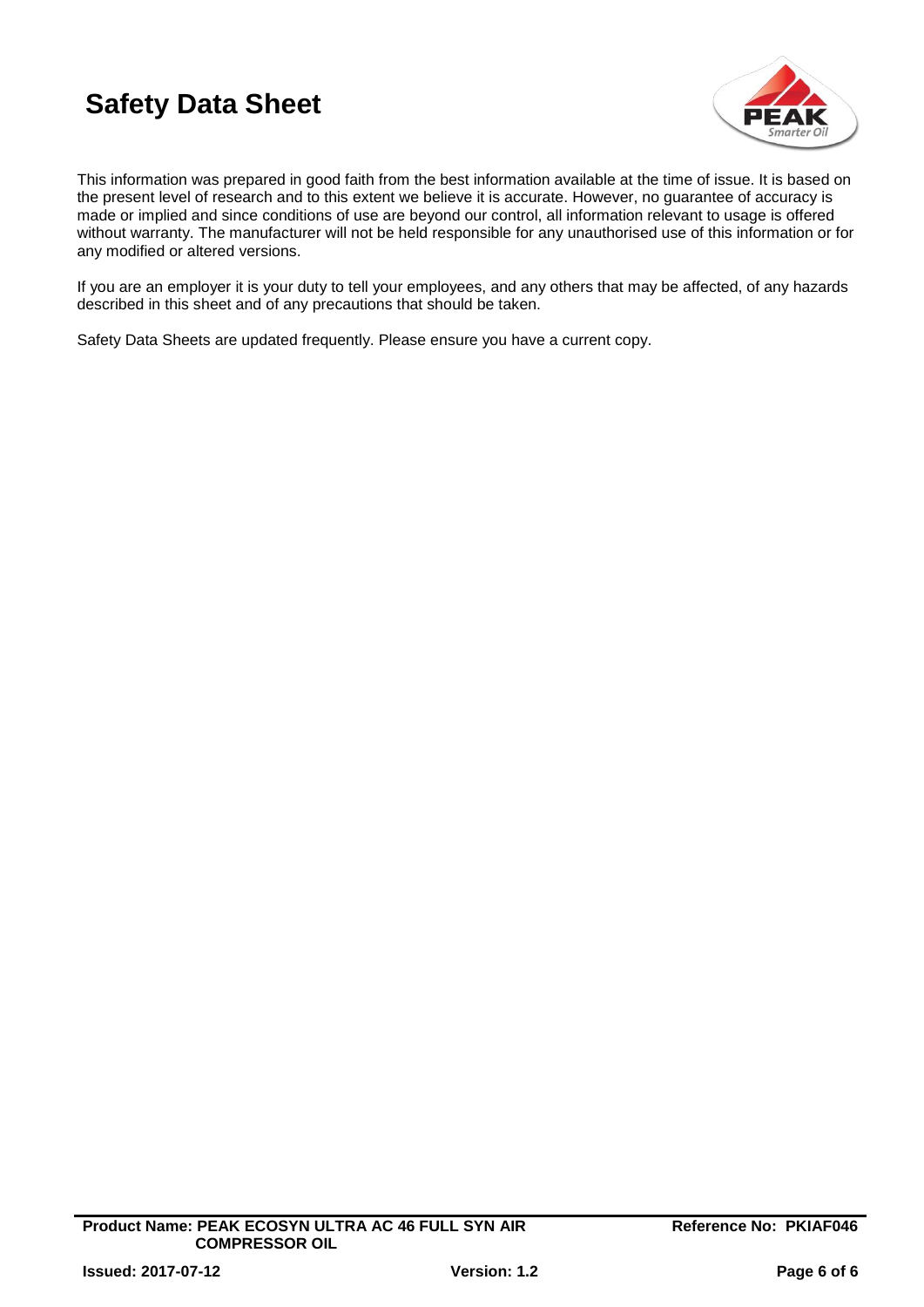# Safety Data Sheet

This information was prepared in good faith from the best information available at the time of issue. It is based on the present level of research and to this extent we believe it is accurate. However, no guarantee of accuracy is made or implied and since conditions of use are beyond our control, all information relevant to usage is offered without warranty. The manufacturer will not be held responsible for any unauthorised use of this information or for any modified or altered versions.

If you are an employer it is your duty to tell your employees, and any others that may be affected, of any hazards described in this sheet and of any precautions that should be taken.

Safety Data Sheets are updated frequently. Please ensure you have a current copy.